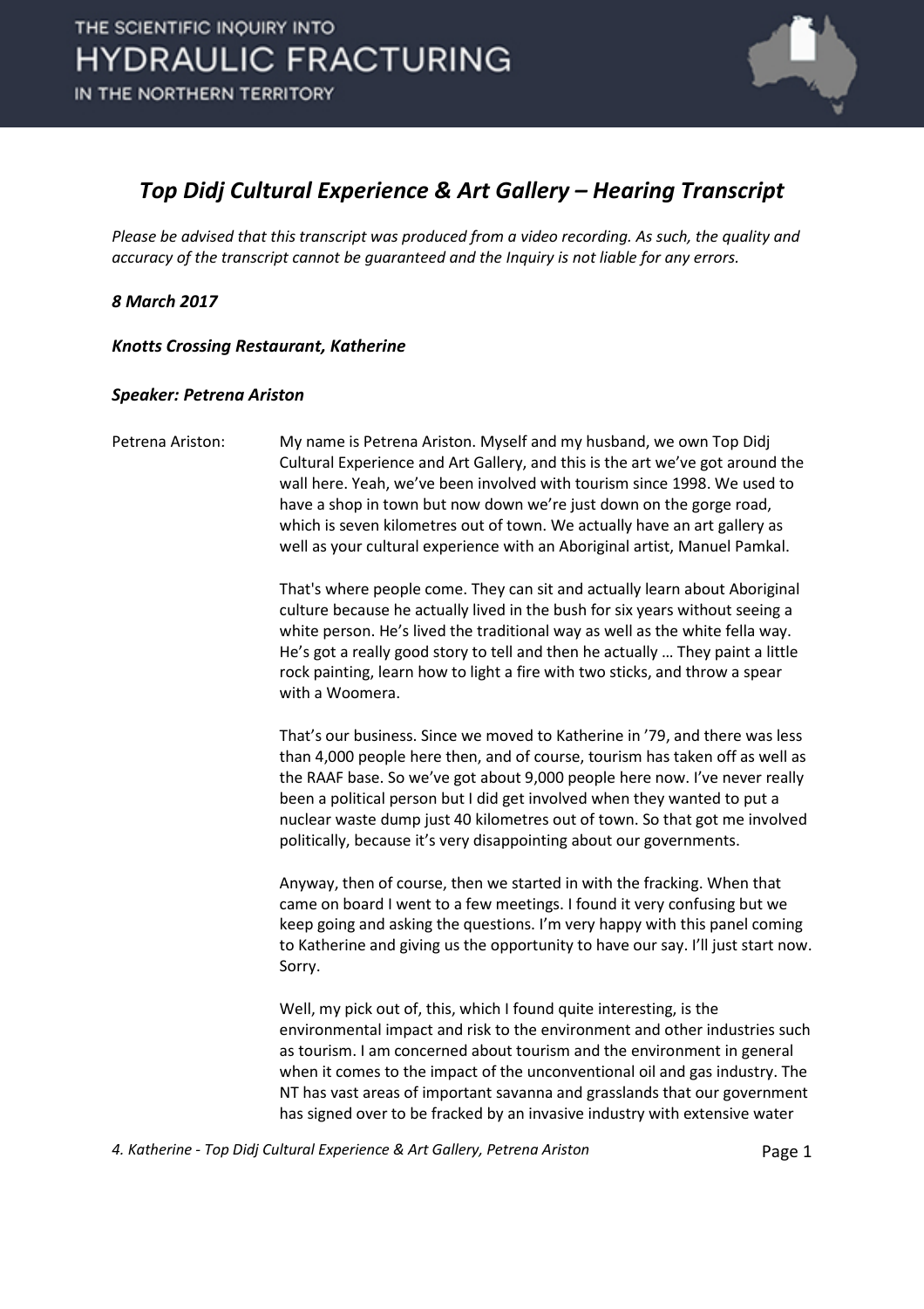# *Top Didj Cultural Experience & Art Gallery – Hearing Transcript*

*Please be advised that this transcript was produced from a video recording. As such, the quality and accuracy of the transcript cannot be guaranteed and the Inquiry is not liable for any errors.*

***8 March 2017***

***Knotts Crossing Restaurant, Katherine***

***Speaker: Petrena Ariston***

Petrena Ariston: My name is Petrena Ariston. Myself and my husband, we own Top Didj Cultural Experience and Art Gallery, and this is the art we've got around the wall here. Yeah, we've been involved with tourism since 1998. We used to have a shop in town but now down we're just down on the gorge road, which is seven kilometres out of town. We actually have an art gallery as well as your cultural experience with an Aboriginal artist, Manuel Pamkal.

That's where people come. They can sit and actually learn about Aboriginal culture because he actually lived in the bush for six years without seeing a white person. He's lived the traditional way as well as the white fella way. He's got a really good story to tell and then he actually … They paint a little rock painting, learn how to light a fire with two sticks, and throw a spear with a Woomera.

That's our business. Since we moved to Katherine in '79, and there was less than 4,000 people here then, and of course, tourism has taken off as well as the RAAF base. So we've got about 9,000 people here now. I've never really been a political person but I did get involved when they wanted to put a nuclear waste dump just 40 kilometres out of town. So that got me involved politically, because it's very disappointing about our governments.

Anyway, then of course, then we started in with the fracking. When that came on board I went to a few meetings. I found it very confusing but we keep going and asking the questions. I'm very happy with this panel coming to Katherine and giving us the opportunity to have our say. I'll just start now. Sorry.

Well, my pick out of, this, which I found quite interesting, is the environmental impact and risk to the environment and other industries such as tourism. I am concerned about tourism and the environment in general when it comes to the impact of the unconventional oil and gas industry. The NT has vast areas of important savanna and grasslands that our government has signed over to be fracked by an invasive industry with extensive water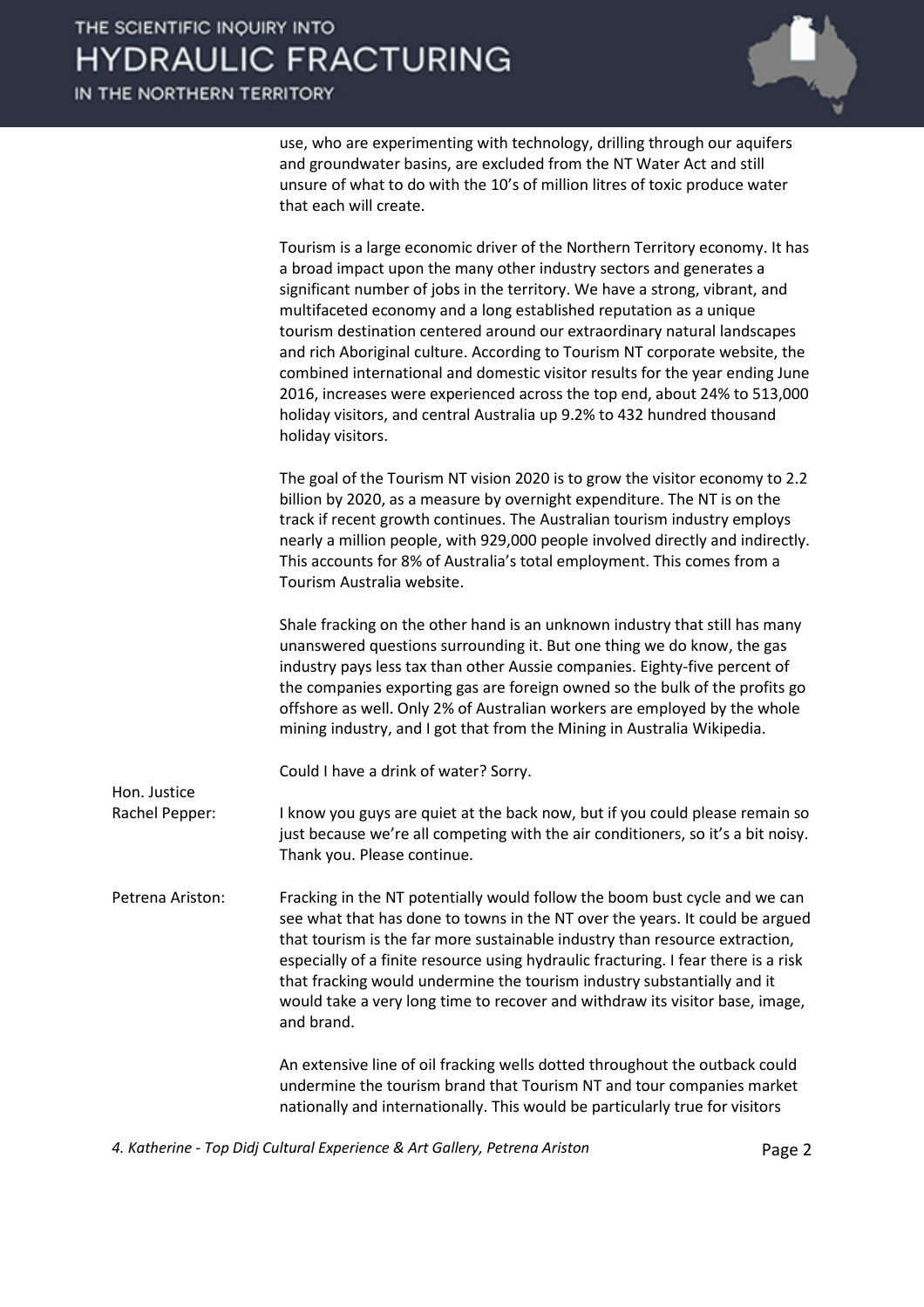use, who are experimenting with technology, drilling through our aquifers and groundwater basins, are excluded from the NT Water Act and still unsure of what to do with the 10's of million litres of toxic produce water that each will create.

Tourism is a large economic driver of the Northern Territory economy. It has a broad impact upon the many other industry sectors and generates a significant number of jobs in the territory. We have a strong, vibrant, and multifaceted economy and a long established reputation as a unique tourism destination centered around our extraordinary natural landscapes and rich Aboriginal culture. According to Tourism NT corporate website, the combined international and domestic visitor results for the year ending June 2016, increases were experienced across the top end, about 24% to 513,000 holiday visitors, and central Australia up 9.2% to 432 hundred thousand holiday visitors.

The goal of the Tourism NT vision 2020 is to grow the visitor economy to 2.2 billion by 2020, as a measure by overnight expenditure. The NT is on the track if recent growth continues. The Australian tourism industry employs nearly a million people, with 929,000 people involved directly and indirectly. This accounts for 8% of Australia's total employment. This comes from a Tourism Australia website.

Shale fracking on the other hand is an unknown industry that still has many unanswered questions surrounding it. But one thing we do know, the gas industry pays less tax than other Aussie companies. Eighty-five percent of the companies exporting gas are foreign owned so the bulk of the profits go offshore as well. Only 2% of Australian workers are employed by the whole mining industry, and I got that from the Mining in Australia Wikipedia.

Could I have a drink of water? Sorry.

**Hon. Justice Rachel Pepper:** I know you guys are quiet at the back now, but if you could please remain so just because we're all competing with the air conditioners, so it's a bit noisy. Thank you. Please continue.

**Petrena Ariston:** Fracking in the NT potentially would follow the boom bust cycle and we can see what that has done to towns in the NT over the years. It could be argued that tourism is the far more sustainable industry than resource extraction, especially of a finite resource using hydraulic fracturing. I fear there is a risk that fracking would undermine the tourism industry substantially and it would take a very long time to recover and withdraw its visitor base, image, and brand.

An extensive line of oil fracking wells dotted throughout the outback could undermine the tourism brand that Tourism NT and tour companies market nationally and internationally. This would be particularly true for visitors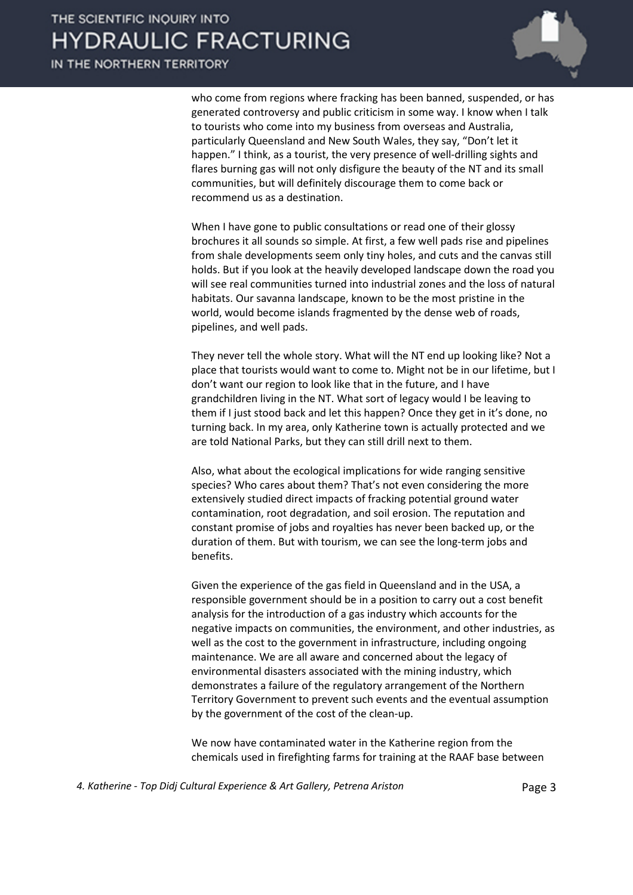who come from regions where fracking has been banned, suspended, or has generated controversy and public criticism in some way. I know when I talk to tourists who come into my business from overseas and Australia, particularly Queensland and New South Wales, they say, "Don't let it happen." I think, as a tourist, the very presence of well-drilling sights and flares burning gas will not only disfigure the beauty of the NT and its small communities, but will definitely discourage them to come back or recommend us as a destination.

When I have gone to public consultations or read one of their glossy brochures it all sounds so simple. At first, a few well pads rise and pipelines from shale developments seem only tiny holes, and cuts and the canvas still holds. But if you look at the heavily developed landscape down the road you will see real communities turned into industrial zones and the loss of natural habitats. Our savanna landscape, known to be the most pristine in the world, would become islands fragmented by the dense web of roads, pipelines, and well pads.

They never tell the whole story. What will the NT end up looking like? Not a place that tourists would want to come to. Might not be in our lifetime, but I don't want our region to look like that in the future, and I have grandchildren living in the NT. What sort of legacy would I be leaving to them if I just stood back and let this happen? Once they get in it's done, no turning back. In my area, only Katherine town is actually protected and we are told National Parks, but they can still drill next to them.

Also, what about the ecological implications for wide ranging sensitive species? Who cares about them? That's not even considering the more extensively studied direct impacts of fracking potential ground water contamination, root degradation, and soil erosion. The reputation and constant promise of jobs and royalties has never been backed up, or the duration of them. But with tourism, we can see the long-term jobs and benefits.

Given the experience of the gas field in Queensland and in the USA, a responsible government should be in a position to carry out a cost benefit analysis for the introduction of a gas industry which accounts for the negative impacts on communities, the environment, and other industries, as well as the cost to the government in infrastructure, including ongoing maintenance. We are all aware and concerned about the legacy of environmental disasters associated with the mining industry, which demonstrates a failure of the regulatory arrangement of the Northern Territory Government to prevent such events and the eventual assumption by the government of the cost of the clean-up.

We now have contaminated water in the Katherine region from the chemicals used in firefighting farms for training at the RAAF base between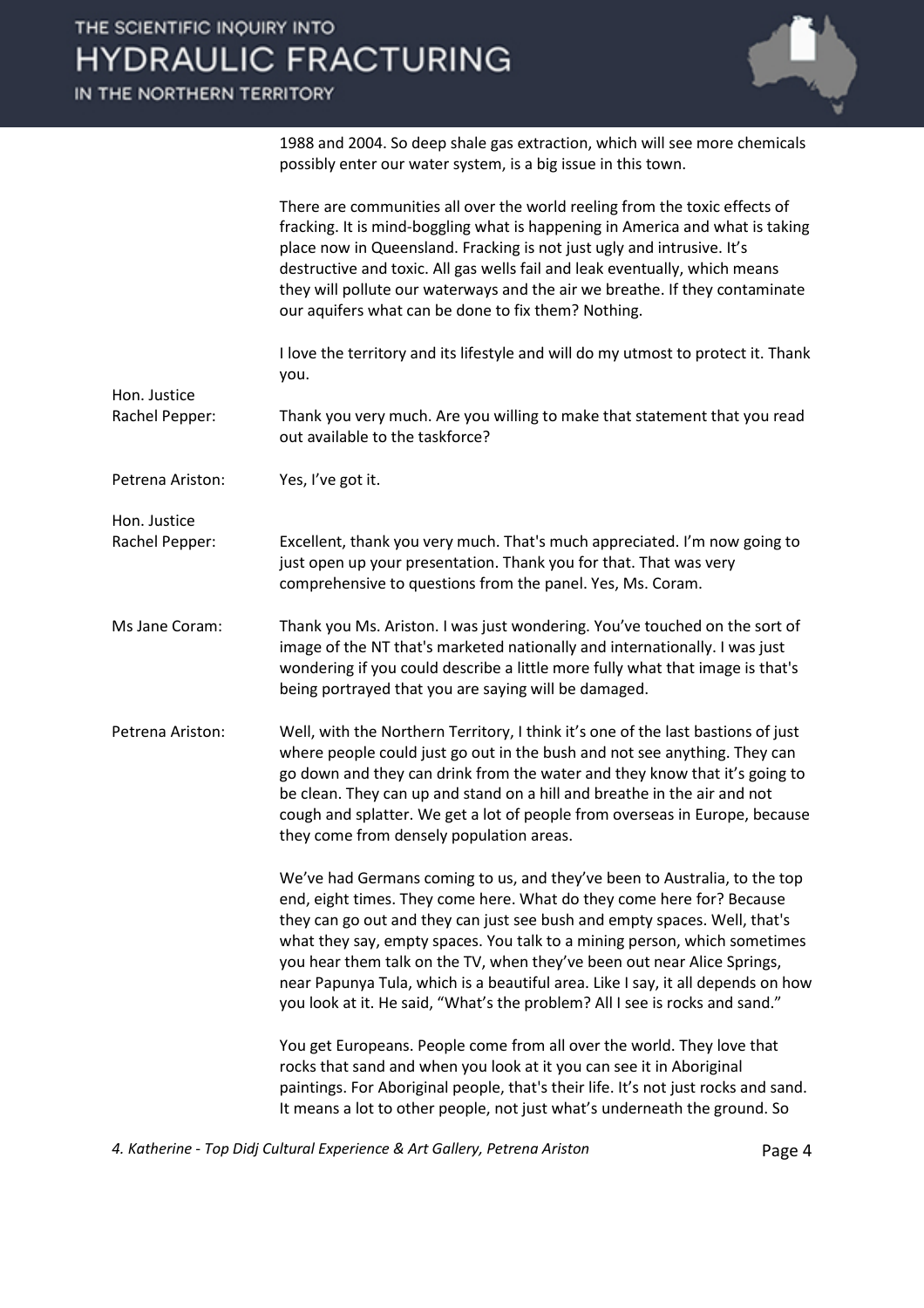1988 and 2004. So deep shale gas extraction, which will see more chemicals possibly enter our water system, is a big issue in this town.

There are communities all over the world reeling from the toxic effects of fracking. It is mind-boggling what is happening in America and what is taking place now in Queensland. Fracking is not just ugly and intrusive. It's destructive and toxic. All gas wells fail and leak eventually, which means they will pollute our waterways and the air we breathe. If they contaminate our aquifers what can be done to fix them? Nothing.

I love the territory and its lifestyle and will do my utmost to protect it. Thank you.

**Hon. Justice Rachel Pepper:** Thank you very much. Are you willing to make that statement that you read out available to the taskforce?

**Petrena Ariston:** Yes, I've got it.

**Hon. Justice Rachel Pepper:** Excellent, thank you very much. That's much appreciated. I'm now going to just open up your presentation. Thank you for that. That was very comprehensive to questions from the panel. Yes, Ms. Coram.

**Ms Jane Coram:** Thank you Ms. Ariston. I was just wondering. You've touched on the sort of image of the NT that's marketed nationally and internationally. I was just wondering if you could describe a little more fully what that image is that's being portrayed that you are saying will be damaged.

**Petrena Ariston:** Well, with the Northern Territory, I think it's one of the last bastions of just where people could just go out in the bush and not see anything. They can go down and they can drink from the water and they know that it's going to be clean. They can up and stand on a hill and breathe in the air and not cough and splatter. We get a lot of people from overseas in Europe, because they come from densely population areas.

We've had Germans coming to us, and they've been to Australia, to the top end, eight times. They come here. What do they come here for? Because they can go out and they can just see bush and empty spaces. Well, that's what they say, empty spaces. You talk to a mining person, which sometimes you hear them talk on the TV, when they've been out near Alice Springs, near Papunya Tula, which is a beautiful area. Like I say, it all depends on how you look at it. He said, "What's the problem? All I see is rocks and sand."

You get Europeans. People come from all over the world. They love that rocks that sand and when you look at it you can see it in Aboriginal paintings. For Aboriginal people, that's their life. It's not just rocks and sand. It means a lot to other people, not just what's underneath the ground. So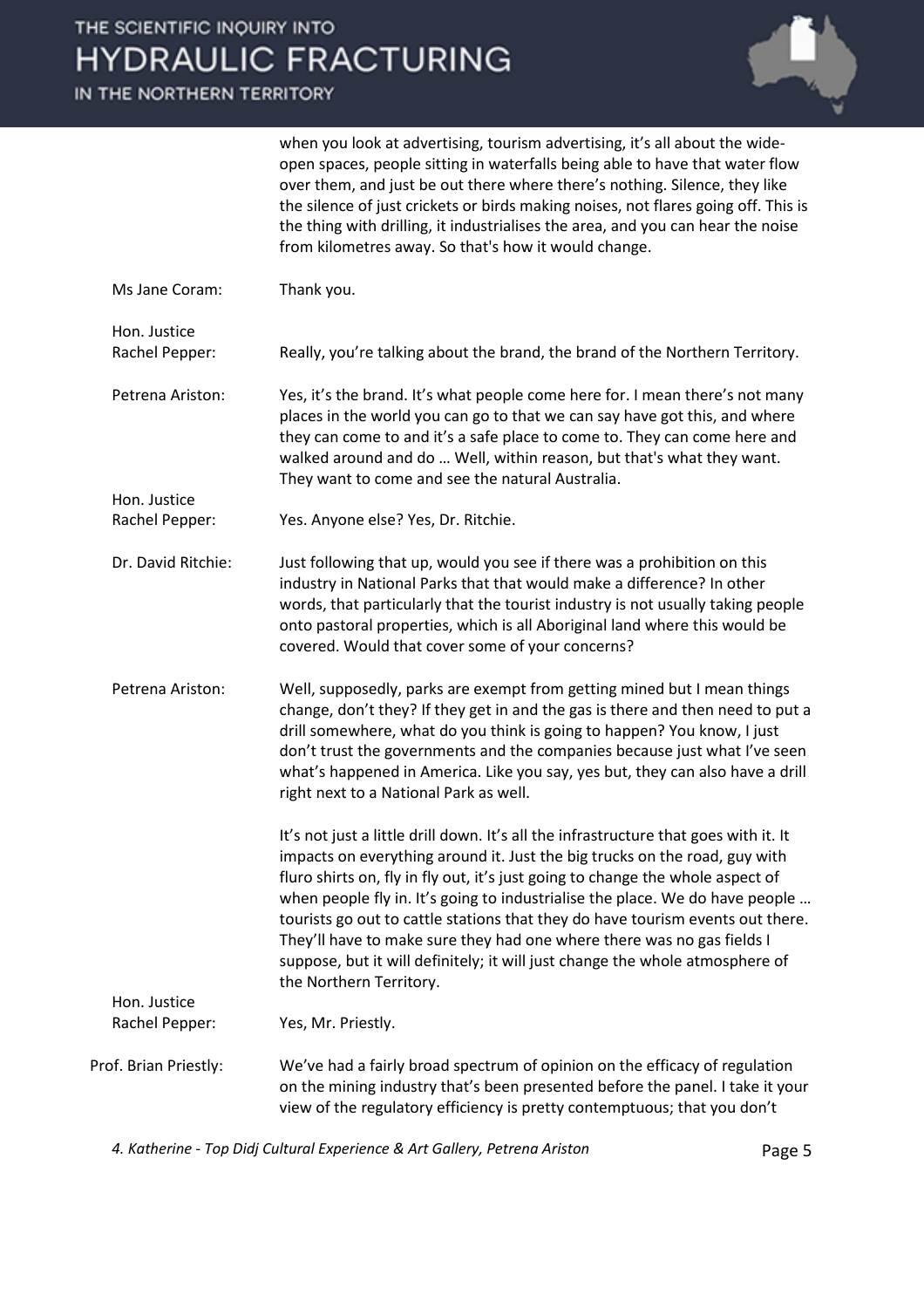when you look at advertising, tourism advertising, it's all about the wide-open spaces, people sitting in waterfalls being able to have that water flow over them, and just be out there where there's nothing. Silence, they like the silence of just crickets or birds making noises, not flares going off. This is the thing with drilling, it industrialises the area, and you can hear the noise from kilometres away. So that's how it would change.

**Ms Jane Coram:** Thank you.

**Hon. Justice Rachel Pepper:** Really, you're talking about the brand, the brand of the Northern Territory.

**Petrena Ariston:** Yes, it's the brand. It's what people come here for. I mean there's not many places in the world you can go to that we can say have got this, and where they can come to and it's a safe place to come to. They can come here and walked around and do … Well, within reason, but that's what they want. They want to come and see the natural Australia.

**Hon. Justice Rachel Pepper:** Yes. Anyone else? Yes, Dr. Ritchie.

**Dr. David Ritchie:** Just following that up, would you see if there was a prohibition on this industry in National Parks that that would make a difference? In other words, that particularly that the tourist industry is not usually taking people onto pastoral properties, which is all Aboriginal land where this would be covered. Would that cover some of your concerns?

**Petrena Ariston:** Well, supposedly, parks are exempt from getting mined but I mean things change, don't they? If they get in and the gas is there and then need to put a drill somewhere, what do you think is going to happen? You know, I just don't trust the governments and the companies because just what I've seen what's happened in America. Like you say, yes but, they can also have a drill right next to a National Park as well.

It's not just a little drill down. It's all the infrastructure that goes with it. It impacts on everything around it. Just the big trucks on the road, guy with fluro shirts on, fly in fly out, it's just going to change the whole aspect of when people fly in. It's going to industrialise the place. We do have people … tourists go out to cattle stations that they do have tourism events out there. They'll have to make sure they had one where there was no gas fields I suppose, but it will definitely; it will just change the whole atmosphere of the Northern Territory.

**Hon. Justice Rachel Pepper:** Yes, Mr. Priestly.

**Prof. Brian Priestly:** We've had a fairly broad spectrum of opinion on the efficacy of regulation on the mining industry that's been presented before the panel. I take it your view of the regulatory efficiency is pretty contemptuous; that you don't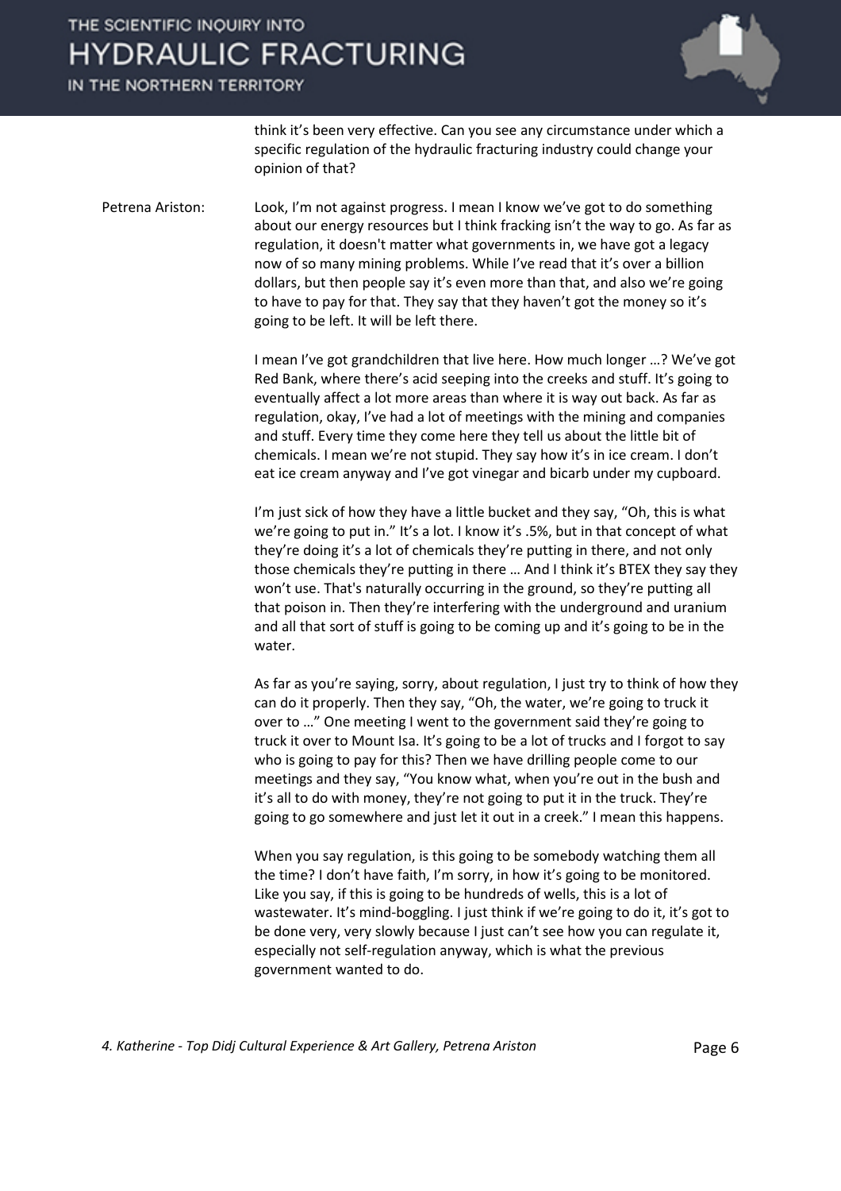think it's been very effective. Can you see any circumstance under which a specific regulation of the hydraulic fracturing industry could change your opinion of that?

Petrena Ariston: Look, I'm not against progress. I mean I know we've got to do something about our energy resources but I think fracking isn't the way to go. As far as regulation, it doesn't matter what governments in, we have got a legacy now of so many mining problems. While I've read that it's over a billion dollars, but then people say it's even more than that, and also we're going to have to pay for that. They say that they haven't got the money so it's going to be left. It will be left there.

I mean I've got grandchildren that live here. How much longer …? We've got Red Bank, where there's acid seeping into the creeks and stuff. It's going to eventually affect a lot more areas than where it is way out back. As far as regulation, okay, I've had a lot of meetings with the mining and companies and stuff. Every time they come here they tell us about the little bit of chemicals. I mean we're not stupid. They say how it's in ice cream. I don't eat ice cream anyway and I've got vinegar and bicarb under my cupboard.

I'm just sick of how they have a little bucket and they say, "Oh, this is what we're going to put in." It's a lot. I know it's .5%, but in that concept of what they're doing it's a lot of chemicals they're putting in there, and not only those chemicals they're putting in there … And I think it's BTEX they say they won't use. That's naturally occurring in the ground, so they're putting all that poison in. Then they're interfering with the underground and uranium and all that sort of stuff is going to be coming up and it's going to be in the water.

As far as you're saying, sorry, about regulation, I just try to think of how they can do it properly. Then they say, "Oh, the water, we're going to truck it over to …" One meeting I went to the government said they're going to truck it over to Mount Isa. It's going to be a lot of trucks and I forgot to say who is going to pay for this? Then we have drilling people come to our meetings and they say, "You know what, when you're out in the bush and it's all to do with money, they're not going to put it in the truck. They're going to go somewhere and just let it out in a creek." I mean this happens.

When you say regulation, is this going to be somebody watching them all the time? I don't have faith, I'm sorry, in how it's going to be monitored. Like you say, if this is going to be hundreds of wells, this is a lot of wastewater. It's mind-boggling. I just think if we're going to do it, it's got to be done very, very slowly because I just can't see how you can regulate it, especially not self-regulation anyway, which is what the previous government wanted to do.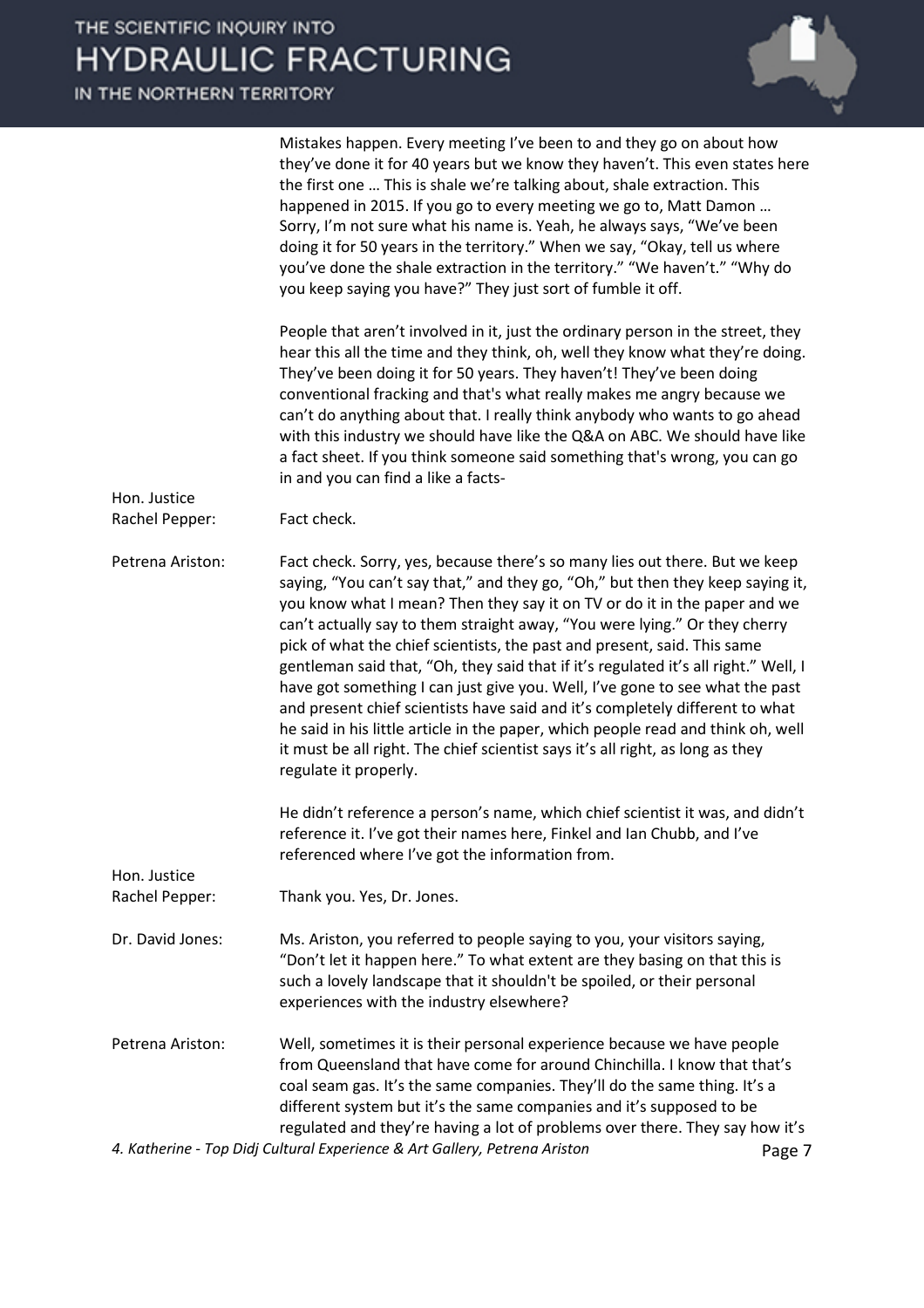Mistakes happen. Every meeting I've been to and they go on about how they've done it for 40 years but we know they haven't. This even states here the first one … This is shale we're talking about, shale extraction. This happened in 2015. If you go to every meeting we go to, Matt Damon … Sorry, I'm not sure what his name is. Yeah, he always says, "We've been doing it for 50 years in the territory." When we say, "Okay, tell us where you've done the shale extraction in the territory." "We haven't." "Why do you keep saying you have?" They just sort of fumble it off.

People that aren't involved in it, just the ordinary person in the street, they hear this all the time and they think, oh, well they know what they're doing. They've been doing it for 50 years. They haven't! They've been doing conventional fracking and that's what really makes me angry because we can't do anything about that. I really think anybody who wants to go ahead with this industry we should have like the Q&A on ABC. We should have like a fact sheet. If you think someone said something that's wrong, you can go in and you can find a like a facts-

**Hon. Justice Rachel Pepper:** Fact check.

**Petrena Ariston:** Fact check. Sorry, yes, because there's so many lies out there. But we keep saying, "You can't say that," and they go, "Oh," but then they keep saying it, you know what I mean? Then they say it on TV or do it in the paper and we can't actually say to them straight away, "You were lying." Or they cherry pick of what the chief scientists, the past and present, said. This same gentleman said that, "Oh, they said that if it's regulated it's all right." Well, I have got something I can just give you. Well, I've gone to see what the past and present chief scientists have said and it's completely different to what he said in his little article in the paper, which people read and think oh, well it must be all right. The chief scientist says it's all right, as long as they regulate it properly.

He didn't reference a person's name, which chief scientist it was, and didn't reference it. I've got their names here, Finkel and Ian Chubb, and I've referenced where I've got the information from.

**Hon. Justice Rachel Pepper:** Thank you. Yes, Dr. Jones.

**Dr. David Jones:** Ms. Ariston, you referred to people saying to you, your visitors saying, "Don't let it happen here." To what extent are they basing on that this is such a lovely landscape that it shouldn't be spoiled, or their personal experiences with the industry elsewhere?

**Petrena Ariston:** Well, sometimes it is their personal experience because we have people from Queensland that have come for around Chinchilla. I know that that's coal seam gas. It's the same companies. They'll do the same thing. It's a different system but it's the same companies and it's supposed to be regulated and they're having a lot of problems over there. They say how it's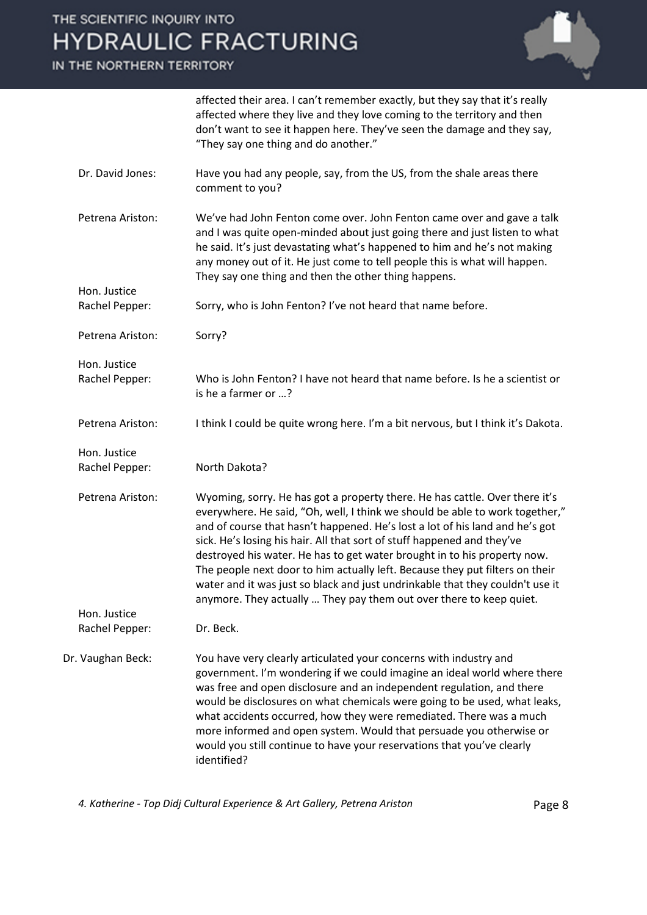affected their area. I can't remember exactly, but they say that it's really affected where they live and they love coming to the territory and then don't want to see it happen here. They've seen the damage and they say, "They say one thing and do another."

**Dr. David Jones:** Have you had any people, say, from the US, from the shale areas there comment to you?

**Petrena Ariston:** We've had John Fenton come over. John Fenton came over and gave a talk and I was quite open-minded about just going there and just listen to what he said. It's just devastating what's happened to him and he's not making any money out of it. He just come to tell people this is what will happen. They say one thing and then the other thing happens.

**Hon. Justice Rachel Pepper:** Sorry, who is John Fenton? I've not heard that name before.

**Petrena Ariston:** Sorry?

**Hon. Justice Rachel Pepper:** Who is John Fenton? I have not heard that name before. Is he a scientist or is he a farmer or …?

**Petrena Ariston:** I think I could be quite wrong here. I'm a bit nervous, but I think it's Dakota.

**Hon. Justice Rachel Pepper:** North Dakota?

**Petrena Ariston:** Wyoming, sorry. He has got a property there. He has cattle. Over there it's everywhere. He said, "Oh, well, I think we should be able to work together," and of course that hasn't happened. He's lost a lot of his land and he's got sick. He's losing his hair. All that sort of stuff happened and they've destroyed his water. He has to get water brought in to his property now. The people next door to him actually left. Because they put filters on their water and it was just so black and just undrinkable that they couldn't use it anymore. They actually … They pay them out over there to keep quiet.

**Hon. Justice Rachel Pepper:** Dr. Beck.

**Dr. Vaughan Beck:** You have very clearly articulated your concerns with industry and government. I'm wondering if we could imagine an ideal world where there was free and open disclosure and an independent regulation, and there would be disclosures on what chemicals were going to be used, what leaks, what accidents occurred, how they were remediated. There was a much more informed and open system. Would that persuade you otherwise or would you still continue to have your reservations that you've clearly identified?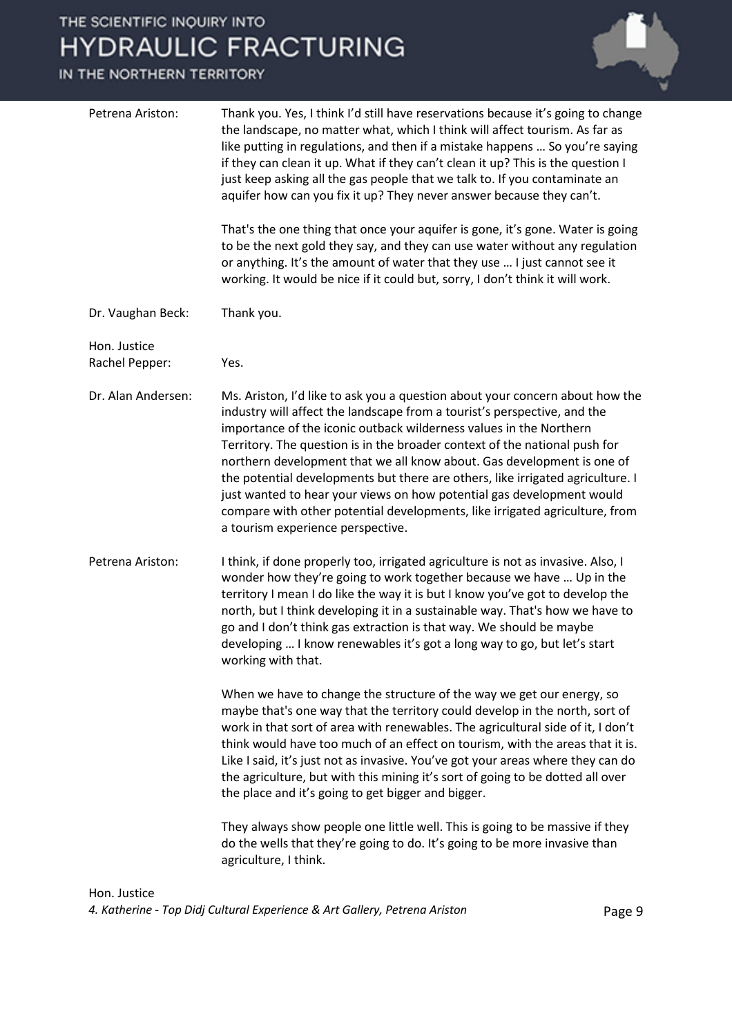Petrena Ariston: Thank you. Yes, I think I'd still have reservations because it's going to change the landscape, no matter what, which I think will affect tourism. As far as like putting in regulations, and then if a mistake happens … So you're saying if they can clean it up. What if they can't clean it up? This is the question I just keep asking all the gas people that we talk to. If you contaminate an aquifer how can you fix it up? They never answer because they can't.

That's the one thing that once your aquifer is gone, it's gone. Water is going to be the next gold they say, and they can use water without any regulation or anything. It's the amount of water that they use … I just cannot see it working. It would be nice if it could but, sorry, I don't think it will work.

Dr. Vaughan Beck: Thank you.

Hon. Justice Rachel Pepper: Yes.

Dr. Alan Andersen: Ms. Ariston, I'd like to ask you a question about your concern about how the industry will affect the landscape from a tourist's perspective, and the importance of the iconic outback wilderness values in the Northern Territory. The question is in the broader context of the national push for northern development that we all know about. Gas development is one of the potential developments but there are others, like irrigated agriculture. I just wanted to hear your views on how potential gas development would compare with other potential developments, like irrigated agriculture, from a tourism experience perspective.

Petrena Ariston: I think, if done properly too, irrigated agriculture is not as invasive. Also, I wonder how they're going to work together because we have … Up in the territory I mean I do like the way it is but I know you've got to develop the north, but I think developing it in a sustainable way. That's how we have to go and I don't think gas extraction is that way. We should be maybe developing … I know renewables it's got a long way to go, but let's start working with that.

When we have to change the structure of the way we get our energy, so maybe that's one way that the territory could develop in the north, sort of work in that sort of area with renewables. The agricultural side of it, I don't think would have too much of an effect on tourism, with the areas that it is. Like I said, it's just not as invasive. You've got your areas where they can do the agriculture, but with this mining it's sort of going to be dotted all over the place and it's going to get bigger and bigger.

They always show people one little well. This is going to be massive if they do the wells that they're going to do. It's going to be more invasive than agriculture, I think.

Hon. Justice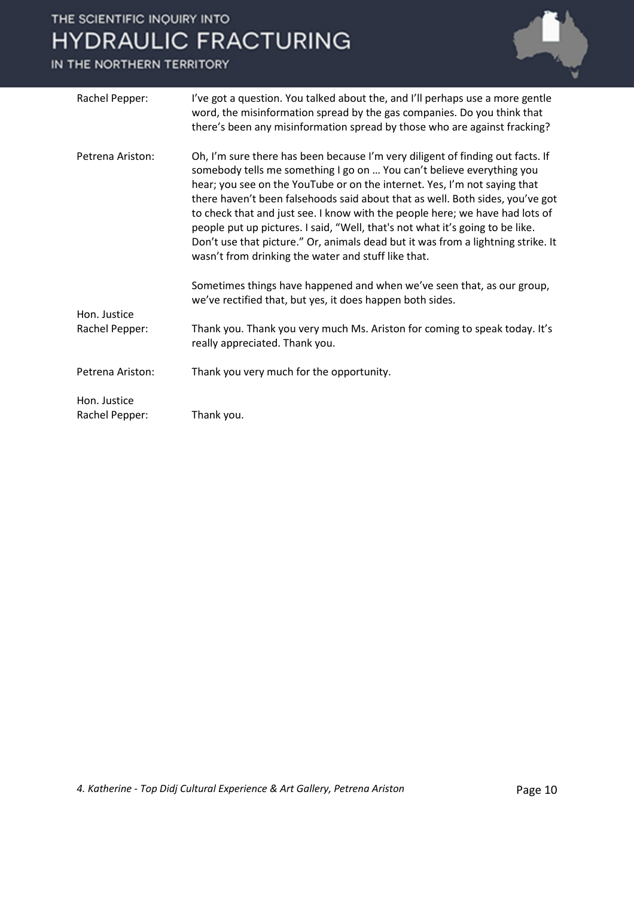Rachel Pepper: I've got a question. You talked about the, and I'll perhaps use a more gentle word, the misinformation spread by the gas companies. Do you think that there's been any misinformation spread by those who are against fracking?

Petrena Ariston: Oh, I'm sure there has been because I'm very diligent of finding out facts. If somebody tells me something I go on … You can't believe everything you hear; you see on the YouTube or on the internet. Yes, I'm not saying that there haven't been falsehoods said about that as well. Both sides, you've got to check that and just see. I know with the people here; we have had lots of people put up pictures. I said, "Well, that's not what it's going to be like. Don't use that picture." Or, animals dead but it was from a lightning strike. It wasn't from drinking the water and stuff like that.

Sometimes things have happened and when we've seen that, as our group, we've rectified that, but yes, it does happen both sides.

Hon. Justice Rachel Pepper: Thank you. Thank you very much Ms. Ariston for coming to speak today. It's really appreciated. Thank you.

Petrena Ariston: Thank you very much for the opportunity.

Hon. Justice Rachel Pepper: Thank you.